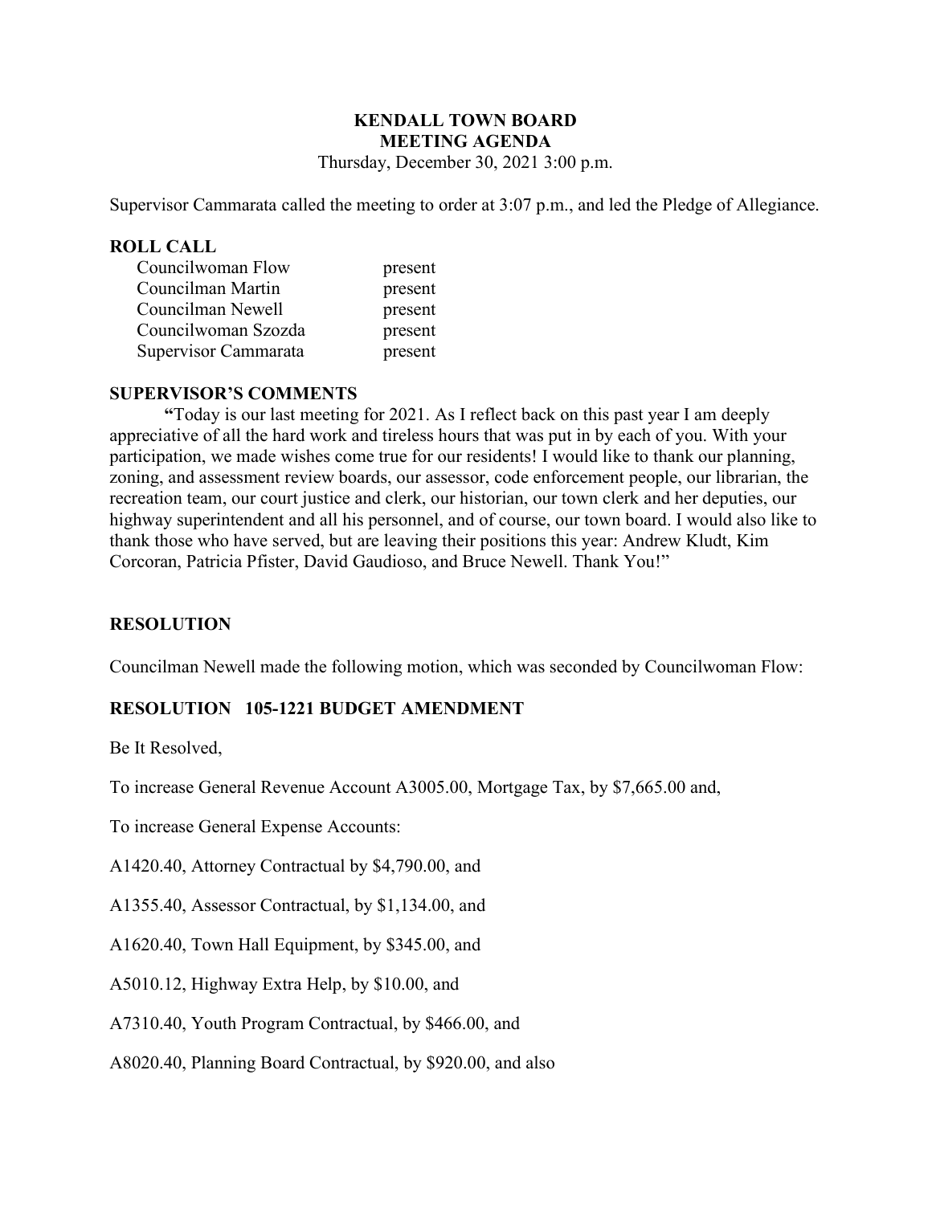# KENDALL TOWN BOARD
## MEETING AGENDA

Thursday, December 30, 2021 3:00 p.m.

Supervisor Cammarata called the meeting to order at 3:07 p.m., and led the Pledge of Allegiance.

### ROLL CALL

| | |
|---|---|
| Councilwoman Flow | present |
| Councilman Martin | present |
| Councilman Newell | present |
| Councilwoman Szozda | present |
| Supervisor Cammarata | present |

### SUPERVISOR'S COMMENTS

**"**Today is our last meeting for 2021. As I reflect back on this past year I am deeply appreciative of all the hard work and tireless hours that was put in by each of you. With your participation, we made wishes come true for our residents! I would like to thank our planning, zoning, and assessment review boards, our assessor, code enforcement people, our librarian, the recreation team, our court justice and clerk, our historian, our town clerk and her deputies, our highway superintendent and all his personnel, and of course, our town board. I would also like to thank those who have served, but are leaving their positions this year: Andrew Kludt, Kim Corcoran, Patricia Pfister, David Gaudioso, and Bruce Newell. Thank You!"

### RESOLUTION

Councilman Newell made the following motion, which was seconded by Councilwoman Flow:

### RESOLUTION 105-1221 BUDGET AMENDMENT

Be It Resolved,

To increase General Revenue Account A3005.00, Mortgage Tax, by $7,665.00 and,

To increase General Expense Accounts:

A1420.40, Attorney Contractual by $4,790.00, and

A1355.40, Assessor Contractual, by $1,134.00, and

A1620.40, Town Hall Equipment, by $345.00, and

A5010.12, Highway Extra Help, by $10.00, and

A7310.40, Youth Program Contractual, by $466.00, and

A8020.40, Planning Board Contractual, by $920.00, and also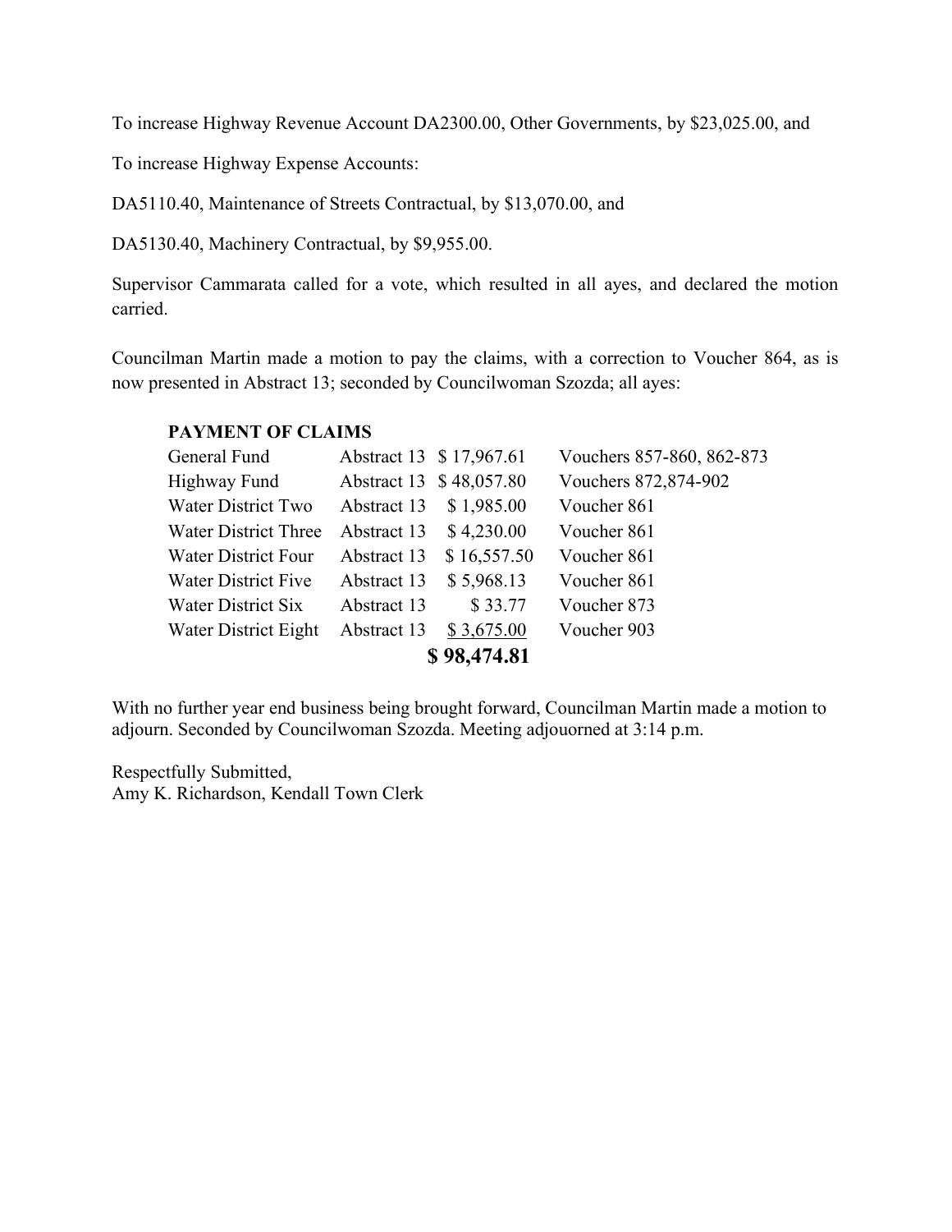To increase Highway Revenue Account DA2300.00, Other Governments, by $23,025.00, and

To increase Highway Expense Accounts:

DA5110.40, Maintenance of Streets Contractual, by $13,070.00, and

DA5130.40, Machinery Contractual, by $9,955.00.

Supervisor Cammarata called for a vote, which resulted in all ayes, and declared the motion carried.

Councilman Martin made a motion to pay the claims, with a correction to Voucher 864, as is now presented in Abstract 13; seconded by Councilwoman Szozda; all ayes:

**PAYMENT OF CLAIMS**

| | | | |
|---|---|---|---|
| General Fund | Abstract 13 | $ 17,967.61 | Vouchers 857-860, 862-873 |
| Highway Fund | Abstract 13 | $ 48,057.80 | Vouchers 872,874-902 |
| Water District Two | Abstract 13 | $ 1,985.00 | Voucher 861 |
| Water District Three | Abstract 13 | $ 4,230.00 | Voucher 861 |
| Water District Four | Abstract 13 | $ 16,557.50 | Voucher 861 |
| Water District Five | Abstract 13 | $ 5,968.13 | Voucher 861 |
| Water District Six | Abstract 13 | $ 33.77 | Voucher 873 |
| Water District Eight | Abstract 13 | $ 3,675.00 | Voucher 903 |
| | | **$ 98,474.81** | |

With no further year end business being brought forward, Councilman Martin made a motion to adjourn. Seconded by Councilwoman Szozda. Meeting adjouorned at 3:14 p.m.

Respectfully Submitted,
Amy K. Richardson, Kendall Town Clerk